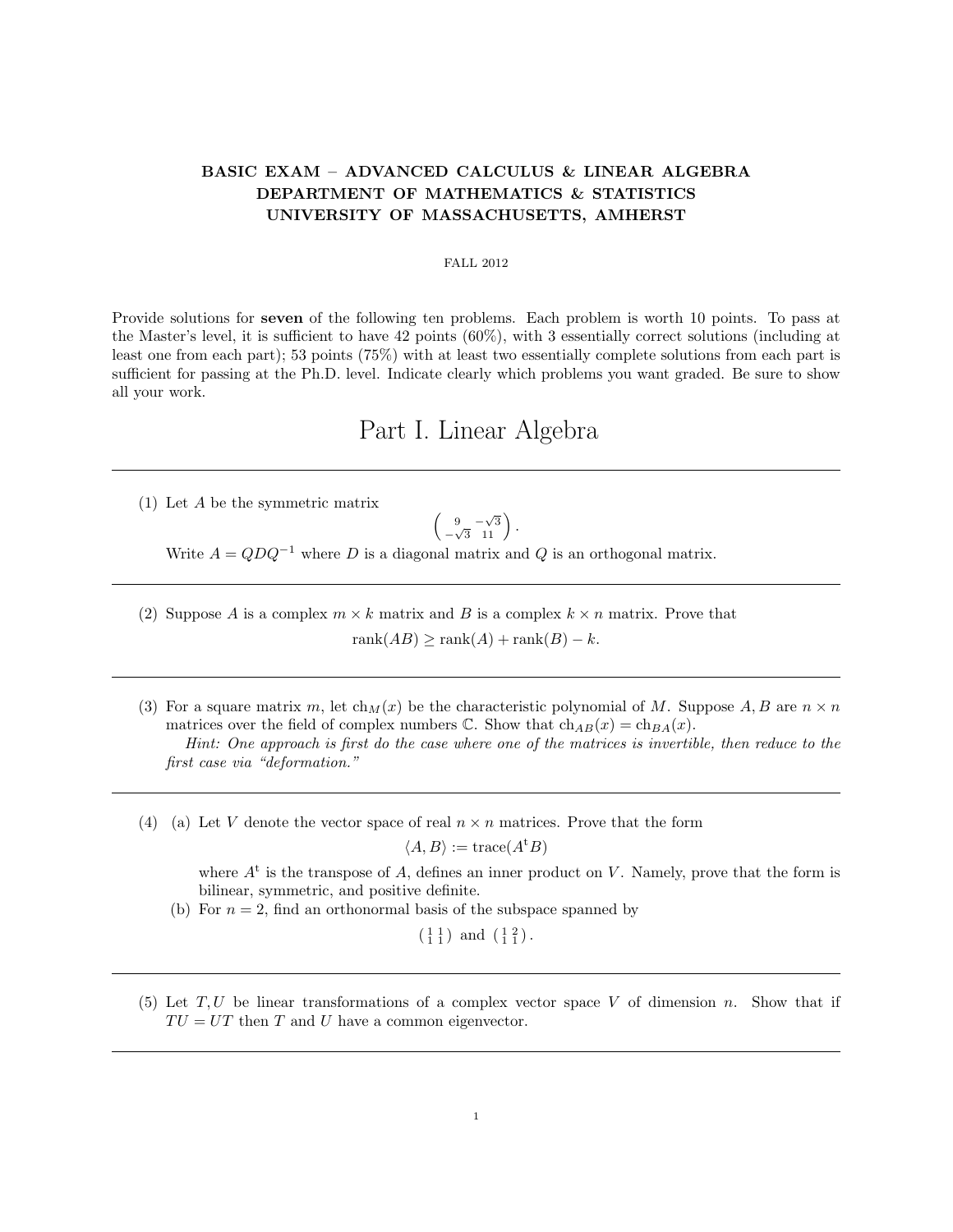# BASIC EXAM – ADVANCED CALCULUS & LINEAR ALGEBRA
# DEPARTMENT OF MATHEMATICS & STATISTICS
# UNIVERSITY OF MASSACHUSETTS, AMHERST

FALL 2012

Provide solutions for **seven** of the following ten problems. Each problem is worth 10 points. To pass at the Master's level, it is sufficient to have 42 points (60%), with 3 essentially correct solutions (including at least one from each part); 53 points (75%) with at least two essentially complete solutions from each part is sufficient for passing at the Ph.D. level. Indicate clearly which problems you want graded. Be sure to show all your work.

## Part I. Linear Algebra

---

(1) Let $A$ be the symmetric matrix

$$\begin{pmatrix} 9 & -\sqrt{3} \\ -\sqrt{3} & 11 \end{pmatrix}.$$

Write $A = QDQ^{-1}$ where $D$ is a diagonal matrix and $Q$ is an orthogonal matrix.

---

(2) Suppose $A$ is a complex $m \times k$ matrix and $B$ is a complex $k \times n$ matrix. Prove that

$$\operatorname{rank}(AB) \geq \operatorname{rank}(A) + \operatorname{rank}(B) - k.$$

---

(3) For a square matrix $m$, let $\operatorname{ch}_M(x)$ be the characteristic polynomial of $M$. Suppose $A, B$ are $n \times n$ matrices over the field of complex numbers $\mathbb{C}$. Show that $\operatorname{ch}_{AB}(x) = \operatorname{ch}_{BA}(x)$.

*Hint: One approach is first do the case where one of the matrices is invertible, then reduce to the first case via "deformation."*

---

(4) (a) Let $V$ denote the vector space of real $n \times n$ matrices. Prove that the form

$$\langle A, B \rangle := \operatorname{trace}(A^{\mathrm{t}} B)$$

where $A^{\mathrm{t}}$ is the transpose of $A$, defines an inner product on $V$. Namely, prove that the form is bilinear, symmetric, and positive definite.

(b) For $n = 2$, find an orthonormal basis of the subspace spanned by

$$\begin{pmatrix} 1 & 1 \\ 1 & 1 \end{pmatrix} \text{ and } \begin{pmatrix} 1 & 2 \\ 1 & 1 \end{pmatrix}.$$

---

(5) Let $T, U$ be linear transformations of a complex vector space $V$ of dimension $n$. Show that if $TU = UT$ then $T$ and $U$ have a common eigenvector.

---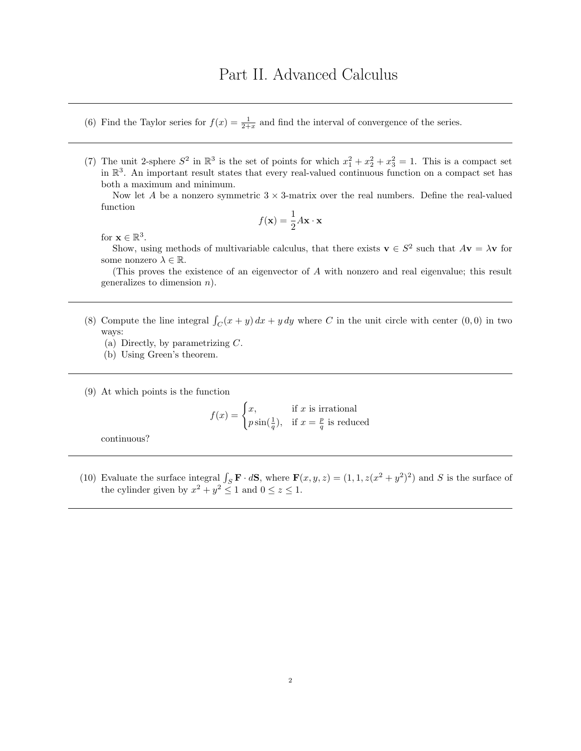# Part II. Advanced Calculus

---

(6) Find the Taylor series for $f(x) = \frac{1}{2+x}$ and find the interval of convergence of the series.

---

(7) The unit 2-sphere $S^2$ in $\mathbb{R}^3$ is the set of points for which $x_1^2 + x_2^2 + x_3^2 = 1$. This is a compact set in $\mathbb{R}^3$. An important result states that every real-valued continuous function on a compact set has both a maximum and minimum.

Now let $A$ be a nonzero symmetric $3 \times 3$-matrix over the real numbers. Define the real-valued function

$$f(\mathbf{x}) = \frac{1}{2} A\mathbf{x} \cdot \mathbf{x}$$

for $\mathbf{x} \in \mathbb{R}^3$.

Show, using methods of multivariable calculus, that there exists $\mathbf{v} \in S^2$ such that $A\mathbf{v} = \lambda \mathbf{v}$ for some nonzero $\lambda \in \mathbb{R}$.

(This proves the existence of an eigenvector of $A$ with nonzero and real eigenvalue; this result generalizes to dimension $n$).

---

(8) Compute the line integral $\int_C (x + y)\, dx + y\, dy$ where $C$ in the unit circle with center $(0, 0)$ in two ways:

(a) Directly, by parametrizing $C$.

(b) Using Green's theorem.

---

(9) At which points is the function

$$f(x) = \begin{cases} x, & \text{if } x \text{ is irrational} \\ p \sin(\frac{1}{q}), & \text{if } x = \frac{p}{q} \text{ is reduced} \end{cases}$$

continuous?

---

(10) Evaluate the surface integral $\int_S \mathbf{F} \cdot d\mathbf{S}$, where $\mathbf{F}(x, y, z) = (1, 1, z(x^2 + y^2)^2)$ and $S$ is the surface of the cylinder given by $x^2 + y^2 \leq 1$ and $0 \leq z \leq 1$.

---